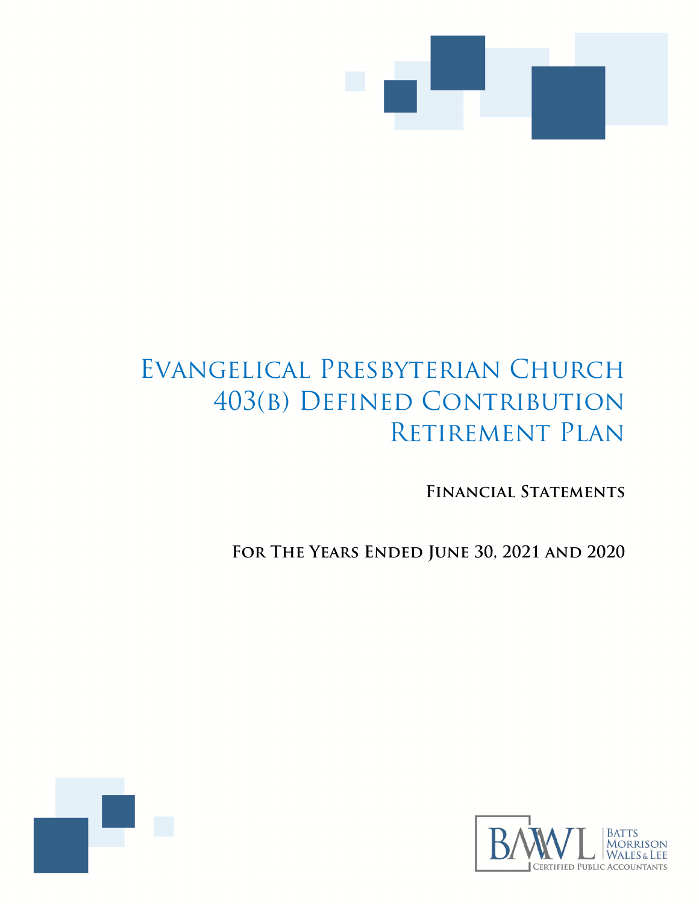# Evangelical Presbyterian Church 403(b) Defined Contribution Retirement Plan

**Financial Statements**

**For The Years Ended June 30, 2021 and 2020**

BMWL | Batts Morrison Wales & Lee
Certified Public Accountants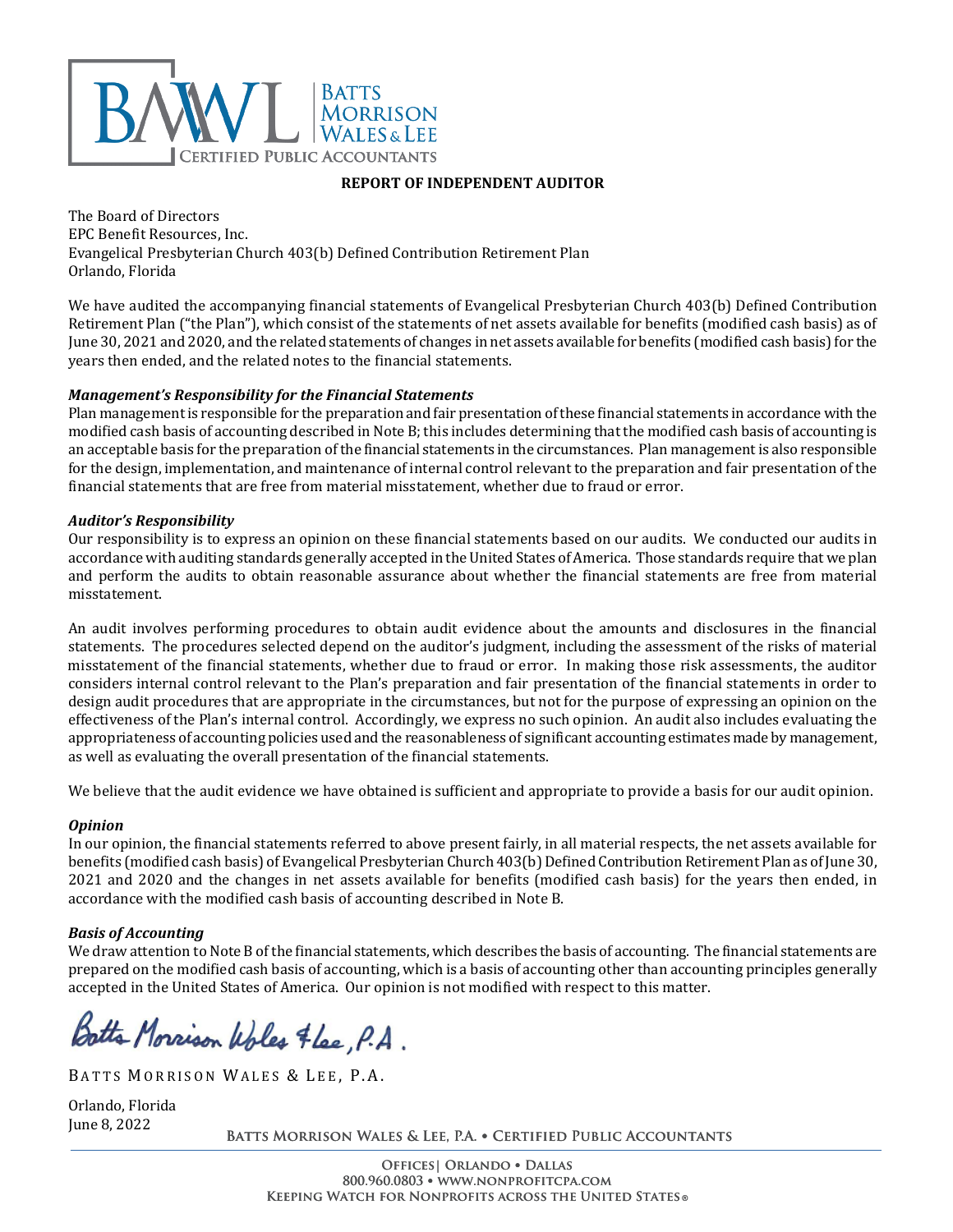**REPORT OF INDEPENDENT AUDITOR**

The Board of Directors
EPC Benefit Resources, Inc.
Evangelical Presbyterian Church 403(b) Defined Contribution Retirement Plan
Orlando, Florida

We have audited the accompanying financial statements of Evangelical Presbyterian Church 403(b) Defined Contribution Retirement Plan ("the Plan"), which consist of the statements of net assets available for benefits (modified cash basis) as of June 30, 2021 and 2020, and the related statements of changes in net assets available for benefits (modified cash basis) for the years then ended, and the related notes to the financial statements.

***Management's Responsibility for the Financial Statements***
Plan management is responsible for the preparation and fair presentation of these financial statements in accordance with the modified cash basis of accounting described in Note B; this includes determining that the modified cash basis of accounting is an acceptable basis for the preparation of the financial statements in the circumstances. Plan management is also responsible for the design, implementation, and maintenance of internal control relevant to the preparation and fair presentation of the financial statements that are free from material misstatement, whether due to fraud or error.

***Auditor's Responsibility***
Our responsibility is to express an opinion on these financial statements based on our audits. We conducted our audits in accordance with auditing standards generally accepted in the United States of America. Those standards require that we plan and perform the audits to obtain reasonable assurance about whether the financial statements are free from material misstatement.

An audit involves performing procedures to obtain audit evidence about the amounts and disclosures in the financial statements. The procedures selected depend on the auditor's judgment, including the assessment of the risks of material misstatement of the financial statements, whether due to fraud or error. In making those risk assessments, the auditor considers internal control relevant to the Plan's preparation and fair presentation of the financial statements in order to design audit procedures that are appropriate in the circumstances, but not for the purpose of expressing an opinion on the effectiveness of the Plan's internal control. Accordingly, we express no such opinion. An audit also includes evaluating the appropriateness of accounting policies used and the reasonableness of significant accounting estimates made by management, as well as evaluating the overall presentation of the financial statements.

We believe that the audit evidence we have obtained is sufficient and appropriate to provide a basis for our audit opinion.

***Opinion***
In our opinion, the financial statements referred to above present fairly, in all material respects, the net assets available for benefits (modified cash basis) of Evangelical Presbyterian Church 403(b) Defined Contribution Retirement Plan as of June 30, 2021 and 2020 and the changes in net assets available for benefits (modified cash basis) for the years then ended, in accordance with the modified cash basis of accounting described in Note B.

***Basis of Accounting***
We draw attention to Note B of the financial statements, which describes the basis of accounting. The financial statements are prepared on the modified cash basis of accounting, which is a basis of accounting other than accounting principles generally accepted in the United States of America. Our opinion is not modified with respect to this matter.

Batts Morrison Wales & Lee, P.A.

BATTS MORRISON WALES & LEE, P.A.

Orlando, Florida
June 8, 2022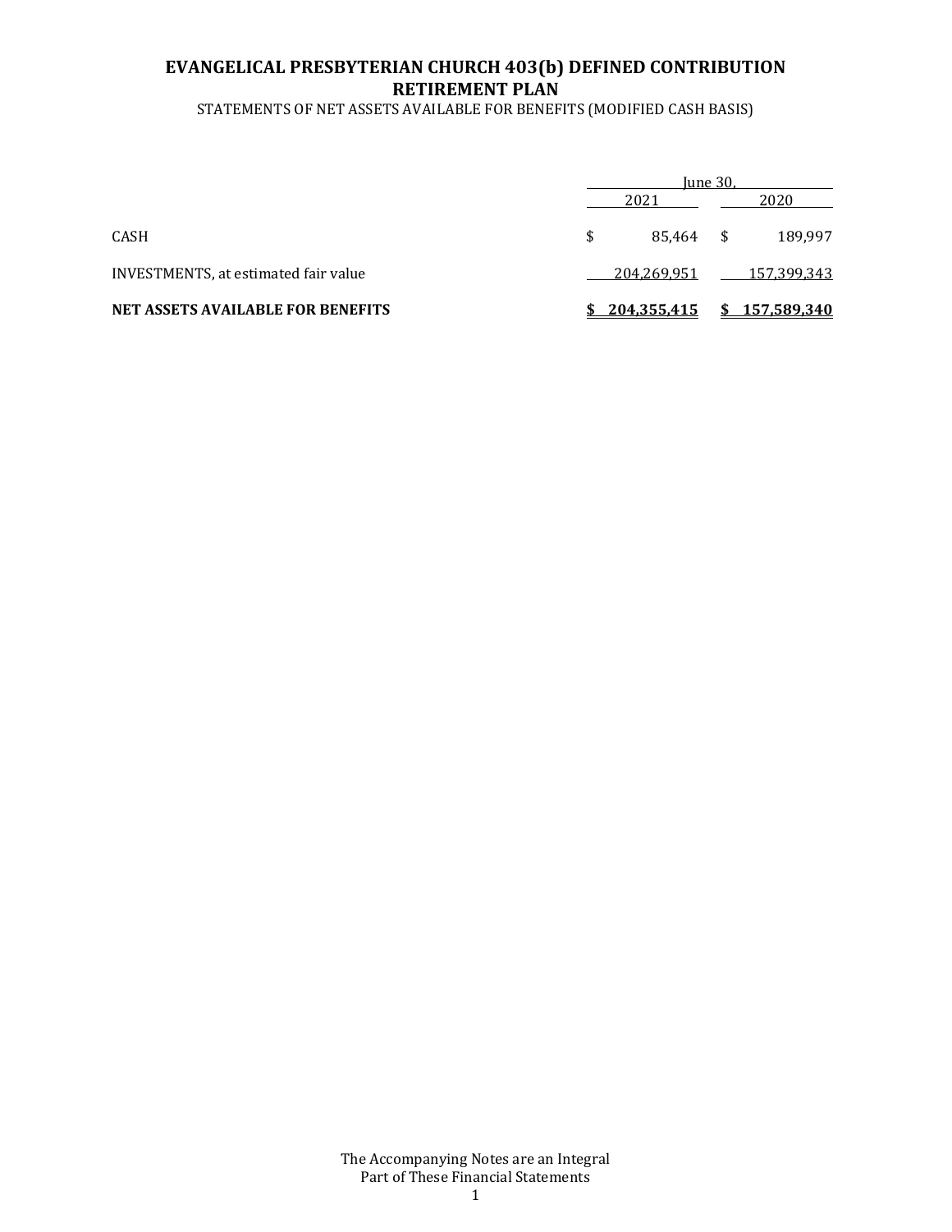# EVANGELICAL PRESBYTERIAN CHURCH 403(b) DEFINED CONTRIBUTION RETIREMENT PLAN

STATEMENTS OF NET ASSETS AVAILABLE FOR BENEFITS (MODIFIED CASH BASIS)

| | June 30, | |
|---|---|---|
| | 2021 | 2020 |
| CASH | $ 85,464 | $ 189,997 |
| INVESTMENTS, at estimated fair value | 204,269,951 | 157,399,343 |
| **NET ASSETS AVAILABLE FOR BENEFITS** | **$ 204,355,415** | **$ 157,589,340** |

The Accompanying Notes are an Integral Part of These Financial Statements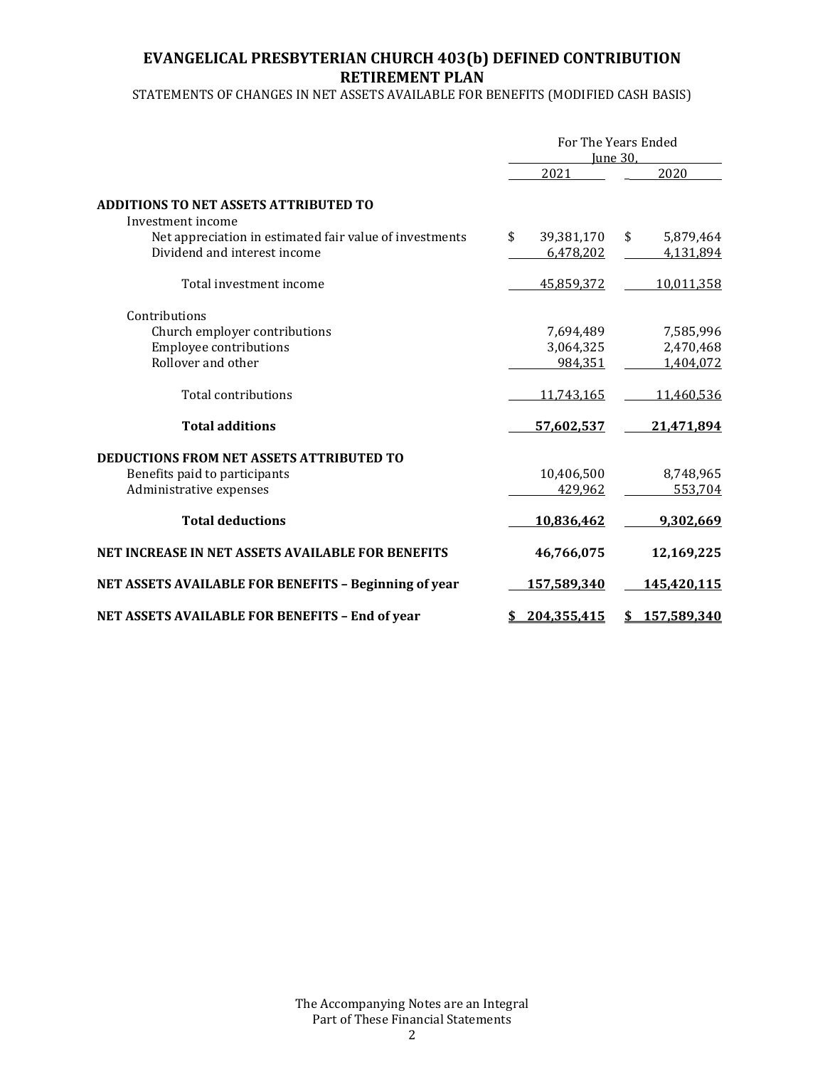# EVANGELICAL PRESBYTERIAN CHURCH 403(b) DEFINED CONTRIBUTION RETIREMENT PLAN

STATEMENTS OF CHANGES IN NET ASSETS AVAILABLE FOR BENEFITS (MODIFIED CASH BASIS)

| | For The Years Ended June 30, | |
|---|---|---|
| | 2021 | 2020 |
| **ADDITIONS TO NET ASSETS ATTRIBUTED TO** | | |
| Investment income | | |
| Net appreciation in estimated fair value of investments | $ 39,381,170 | $ 5,879,464 |
| Dividend and interest income | 6,478,202 | 4,131,894 |
| Total investment income | 45,859,372 | 10,011,358 |
| Contributions | | |
| Church employer contributions | 7,694,489 | 7,585,996 |
| Employee contributions | 3,064,325 | 2,470,468 |
| Rollover and other | 984,351 | 1,404,072 |
| Total contributions | 11,743,165 | 11,460,536 |
| **Total additions** | **57,602,537** | **21,471,894** |
| **DEDUCTIONS FROM NET ASSETS ATTRIBUTED TO** | | |
| Benefits paid to participants | 10,406,500 | 8,748,965 |
| Administrative expenses | 429,962 | 553,704 |
| **Total deductions** | **10,836,462** | **9,302,669** |
| **NET INCREASE IN NET ASSETS AVAILABLE FOR BENEFITS** | **46,766,075** | **12,169,225** |
| **NET ASSETS AVAILABLE FOR BENEFITS – Beginning of year** | **157,589,340** | **145,420,115** |
| **NET ASSETS AVAILABLE FOR BENEFITS – End of year** | **$ 204,355,415** | **$ 157,589,340** |

The Accompanying Notes are an Integral Part of These Financial Statements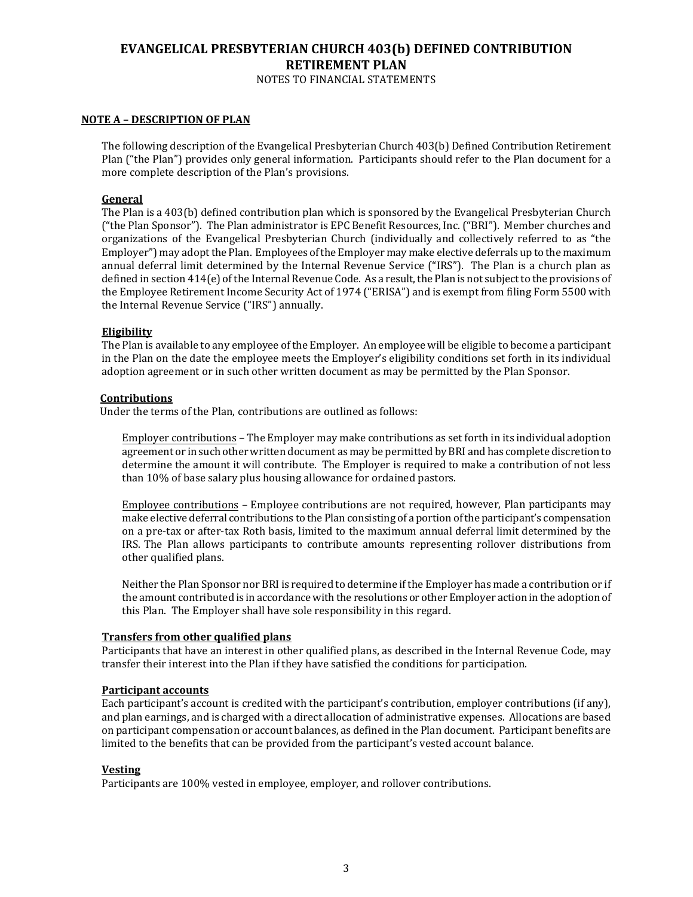# EVANGELICAL PRESBYTERIAN CHURCH 403(b) DEFINED CONTRIBUTION RETIREMENT PLAN

NOTES TO FINANCIAL STATEMENTS

## NOTE A – DESCRIPTION OF PLAN

The following description of the Evangelical Presbyterian Church 403(b) Defined Contribution Retirement Plan ("the Plan") provides only general information. Participants should refer to the Plan document for a more complete description of the Plan's provisions.

### General

The Plan is a 403(b) defined contribution plan which is sponsored by the Evangelical Presbyterian Church ("the Plan Sponsor"). The Plan administrator is EPC Benefit Resources, Inc. ("BRI"). Member churches and organizations of the Evangelical Presbyterian Church (individually and collectively referred to as "the Employer") may adopt the Plan. Employees of the Employer may make elective deferrals up to the maximum annual deferral limit determined by the Internal Revenue Service ("IRS"). The Plan is a church plan as defined in section 414(e) of the Internal Revenue Code. As a result, the Plan is not subject to the provisions of the Employee Retirement Income Security Act of 1974 ("ERISA") and is exempt from filing Form 5500 with the Internal Revenue Service ("IRS") annually.

### Eligibility

The Plan is available to any employee of the Employer. An employee will be eligible to become a participant in the Plan on the date the employee meets the Employer's eligibility conditions set forth in its individual adoption agreement or in such other written document as may be permitted by the Plan Sponsor.

### Contributions

Under the terms of the Plan, contributions are outlined as follows:

Employer contributions – The Employer may make contributions as set forth in its individual adoption agreement or in such other written document as may be permitted by BRI and has complete discretion to determine the amount it will contribute. The Employer is required to make a contribution of not less than 10% of base salary plus housing allowance for ordained pastors.

Employee contributions – Employee contributions are not required, however, Plan participants may make elective deferral contributions to the Plan consisting of a portion of the participant's compensation on a pre-tax or after-tax Roth basis, limited to the maximum annual deferral limit determined by the IRS. The Plan allows participants to contribute amounts representing rollover distributions from other qualified plans.

Neither the Plan Sponsor nor BRI is required to determine if the Employer has made a contribution or if the amount contributed is in accordance with the resolutions or other Employer action in the adoption of this Plan. The Employer shall have sole responsibility in this regard.

### Transfers from other qualified plans

Participants that have an interest in other qualified plans, as described in the Internal Revenue Code, may transfer their interest into the Plan if they have satisfied the conditions for participation.

### Participant accounts

Each participant's account is credited with the participant's contribution, employer contributions (if any), and plan earnings, and is charged with a direct allocation of administrative expenses. Allocations are based on participant compensation or account balances, as defined in the Plan document. Participant benefits are limited to the benefits that can be provided from the participant's vested account balance.

### Vesting

Participants are 100% vested in employee, employer, and rollover contributions.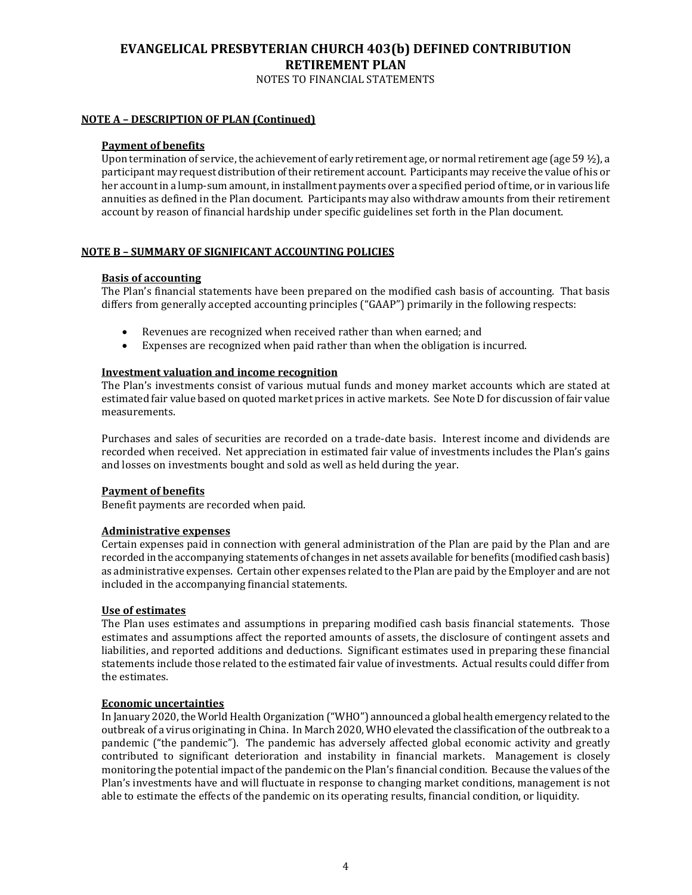# EVANGELICAL PRESBYTERIAN CHURCH 403(b) DEFINED CONTRIBUTION RETIREMENT PLAN

NOTES TO FINANCIAL STATEMENTS

## NOTE A – DESCRIPTION OF PLAN (Continued)

### Payment of benefits

Upon termination of service, the achievement of early retirement age, or normal retirement age (age 59 ½), a participant may request distribution of their retirement account. Participants may receive the value of his or her account in a lump-sum amount, in installment payments over a specified period of time, or in various life annuities as defined in the Plan document. Participants may also withdraw amounts from their retirement account by reason of financial hardship under specific guidelines set forth in the Plan document.

## NOTE B – SUMMARY OF SIGNIFICANT ACCOUNTING POLICIES

### Basis of accounting

The Plan's financial statements have been prepared on the modified cash basis of accounting. That basis differs from generally accepted accounting principles ("GAAP") primarily in the following respects:

- Revenues are recognized when received rather than when earned; and
- Expenses are recognized when paid rather than when the obligation is incurred.

### Investment valuation and income recognition

The Plan's investments consist of various mutual funds and money market accounts which are stated at estimated fair value based on quoted market prices in active markets. See Note D for discussion of fair value measurements.

Purchases and sales of securities are recorded on a trade-date basis. Interest income and dividends are recorded when received. Net appreciation in estimated fair value of investments includes the Plan's gains and losses on investments bought and sold as well as held during the year.

### Payment of benefits

Benefit payments are recorded when paid.

### Administrative expenses

Certain expenses paid in connection with general administration of the Plan are paid by the Plan and are recorded in the accompanying statements of changes in net assets available for benefits (modified cash basis) as administrative expenses. Certain other expenses related to the Plan are paid by the Employer and are not included in the accompanying financial statements.

### Use of estimates

The Plan uses estimates and assumptions in preparing modified cash basis financial statements. Those estimates and assumptions affect the reported amounts of assets, the disclosure of contingent assets and liabilities, and reported additions and deductions. Significant estimates used in preparing these financial statements include those related to the estimated fair value of investments. Actual results could differ from the estimates.

### Economic uncertainties

In January 2020, the World Health Organization ("WHO") announced a global health emergency related to the outbreak of a virus originating in China. In March 2020, WHO elevated the classification of the outbreak to a pandemic ("the pandemic"). The pandemic has adversely affected global economic activity and greatly contributed to significant deterioration and instability in financial markets. Management is closely monitoring the potential impact of the pandemic on the Plan's financial condition. Because the values of the Plan's investments have and will fluctuate in response to changing market conditions, management is not able to estimate the effects of the pandemic on its operating results, financial condition, or liquidity.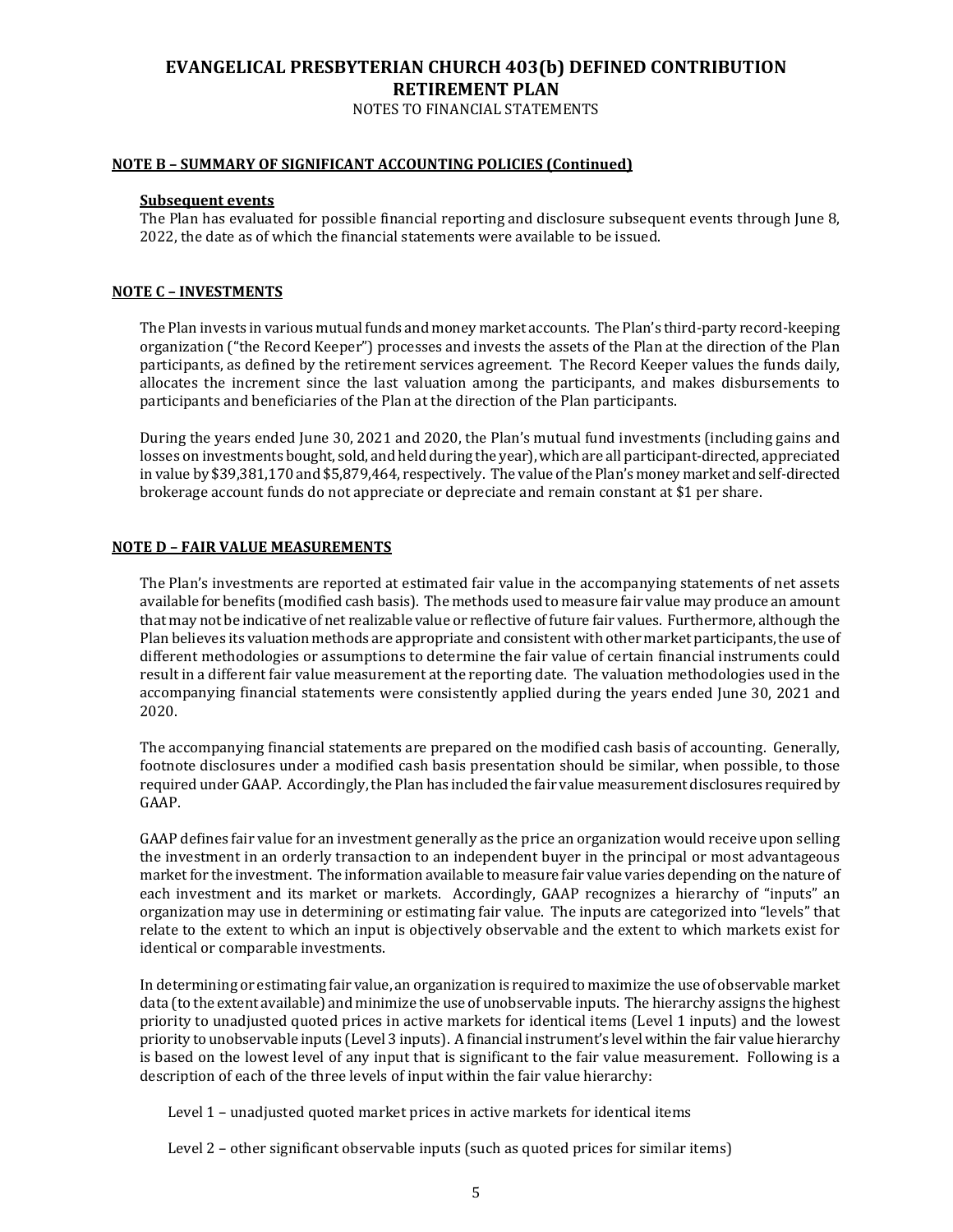## NOTE B – SUMMARY OF SIGNIFICANT ACCOUNTING POLICIES (Continued)

**Subsequent events**

The Plan has evaluated for possible financial reporting and disclosure subsequent events through June 8, 2022, the date as of which the financial statements were available to be issued.

## NOTE C – INVESTMENTS

The Plan invests in various mutual funds and money market accounts. The Plan's third-party record-keeping organization ("the Record Keeper") processes and invests the assets of the Plan at the direction of the Plan participants, as defined by the retirement services agreement. The Record Keeper values the funds daily, allocates the increment since the last valuation among the participants, and makes disbursements to participants and beneficiaries of the Plan at the direction of the Plan participants.

During the years ended June 30, 2021 and 2020, the Plan's mutual fund investments (including gains and losses on investments bought, sold, and held during the year), which are all participant-directed, appreciated in value by $39,381,170 and $5,879,464, respectively. The value of the Plan's money market and self-directed brokerage account funds do not appreciate or depreciate and remain constant at $1 per share.

## NOTE D – FAIR VALUE MEASUREMENTS

The Plan's investments are reported at estimated fair value in the accompanying statements of net assets available for benefits (modified cash basis). The methods used to measure fair value may produce an amount that may not be indicative of net realizable value or reflective of future fair values. Furthermore, although the Plan believes its valuation methods are appropriate and consistent with other market participants, the use of different methodologies or assumptions to determine the fair value of certain financial instruments could result in a different fair value measurement at the reporting date. The valuation methodologies used in the accompanying financial statements were consistently applied during the years ended June 30, 2021 and 2020.

The accompanying financial statements are prepared on the modified cash basis of accounting. Generally, footnote disclosures under a modified cash basis presentation should be similar, when possible, to those required under GAAP. Accordingly, the Plan has included the fair value measurement disclosures required by GAAP.

GAAP defines fair value for an investment generally as the price an organization would receive upon selling the investment in an orderly transaction to an independent buyer in the principal or most advantageous market for the investment. The information available to measure fair value varies depending on the nature of each investment and its market or markets. Accordingly, GAAP recognizes a hierarchy of "inputs" an organization may use in determining or estimating fair value. The inputs are categorized into "levels" that relate to the extent to which an input is objectively observable and the extent to which markets exist for identical or comparable investments.

In determining or estimating fair value, an organization is required to maximize the use of observable market data (to the extent available) and minimize the use of unobservable inputs. The hierarchy assigns the highest priority to unadjusted quoted prices in active markets for identical items (Level 1 inputs) and the lowest priority to unobservable inputs (Level 3 inputs). A financial instrument's level within the fair value hierarchy is based on the lowest level of any input that is significant to the fair value measurement. Following is a description of each of the three levels of input within the fair value hierarchy:

Level 1 – unadjusted quoted market prices in active markets for identical items

Level 2 – other significant observable inputs (such as quoted prices for similar items)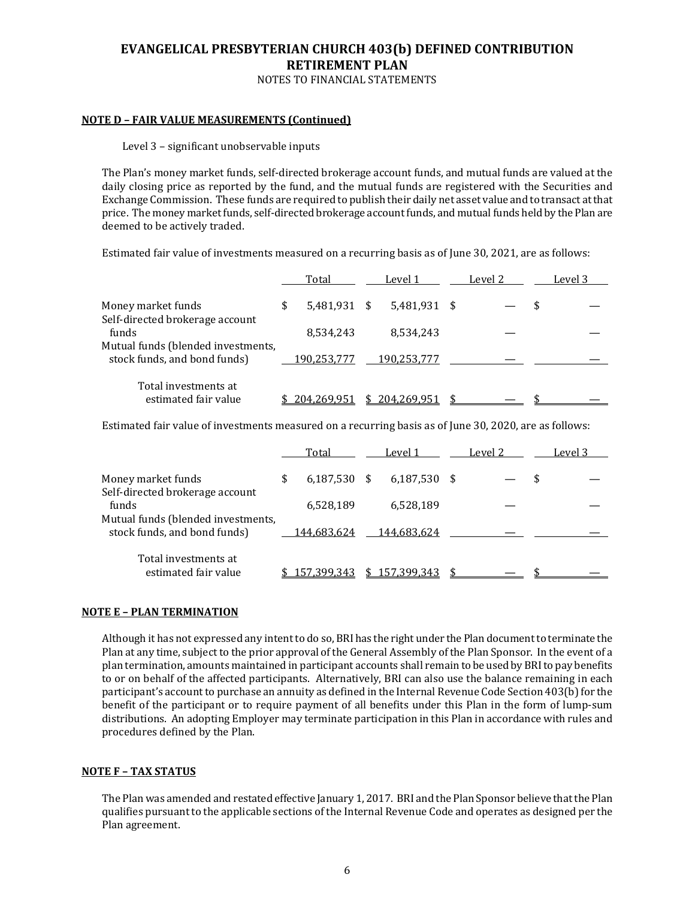**NOTE D – FAIR VALUE MEASUREMENTS (Continued)**

Level 3 – significant unobservable inputs

The Plan's money market funds, self-directed brokerage account funds, and mutual funds are valued at the daily closing price as reported by the fund, and the mutual funds are registered with the Securities and Exchange Commission. These funds are required to publish their daily net asset value and to transact at that price. The money market funds, self-directed brokerage account funds, and mutual funds held by the Plan are deemed to be actively traded.

Estimated fair value of investments measured on a recurring basis as of June 30, 2021, are as follows:

| | Total | Level 1 | Level 2 | Level 3 |
|---|---|---|---|---|
| Money market funds | $ 5,481,931 | $ 5,481,931 | $ — | $ — |
| Self-directed brokerage account funds | 8,534,243 | 8,534,243 | — | — |
| Mutual funds (blended investments, stock funds, and bond funds) | 190,253,777 | 190,253,777 | — | — |
| Total investments at estimated fair value | $ 204,269,951 | $ 204,269,951 | $ — | $ — |

Estimated fair value of investments measured on a recurring basis as of June 30, 2020, are as follows:

| | Total | Level 1 | Level 2 | Level 3 |
|---|---|---|---|---|
| Money market funds | $ 6,187,530 | $ 6,187,530 | $ — | $ — |
| Self-directed brokerage account funds | 6,528,189 | 6,528,189 | — | — |
| Mutual funds (blended investments, stock funds, and bond funds) | 144,683,624 | 144,683,624 | — | — |
| Total investments at estimated fair value | $ 157,399,343 | $ 157,399,343 | $ — | $ — |

**NOTE E – PLAN TERMINATION**

Although it has not expressed any intent to do so, BRI has the right under the Plan document to terminate the Plan at any time, subject to the prior approval of the General Assembly of the Plan Sponsor. In the event of a plan termination, amounts maintained in participant accounts shall remain to be used by BRI to pay benefits to or on behalf of the affected participants. Alternatively, BRI can also use the balance remaining in each participant's account to purchase an annuity as defined in the Internal Revenue Code Section 403(b) for the benefit of the participant or to require payment of all benefits under this Plan in the form of lump-sum distributions. An adopting Employer may terminate participation in this Plan in accordance with rules and procedures defined by the Plan.

**NOTE F – TAX STATUS**

The Plan was amended and restated effective January 1, 2017. BRI and the Plan Sponsor believe that the Plan qualifies pursuant to the applicable sections of the Internal Revenue Code and operates as designed per the Plan agreement.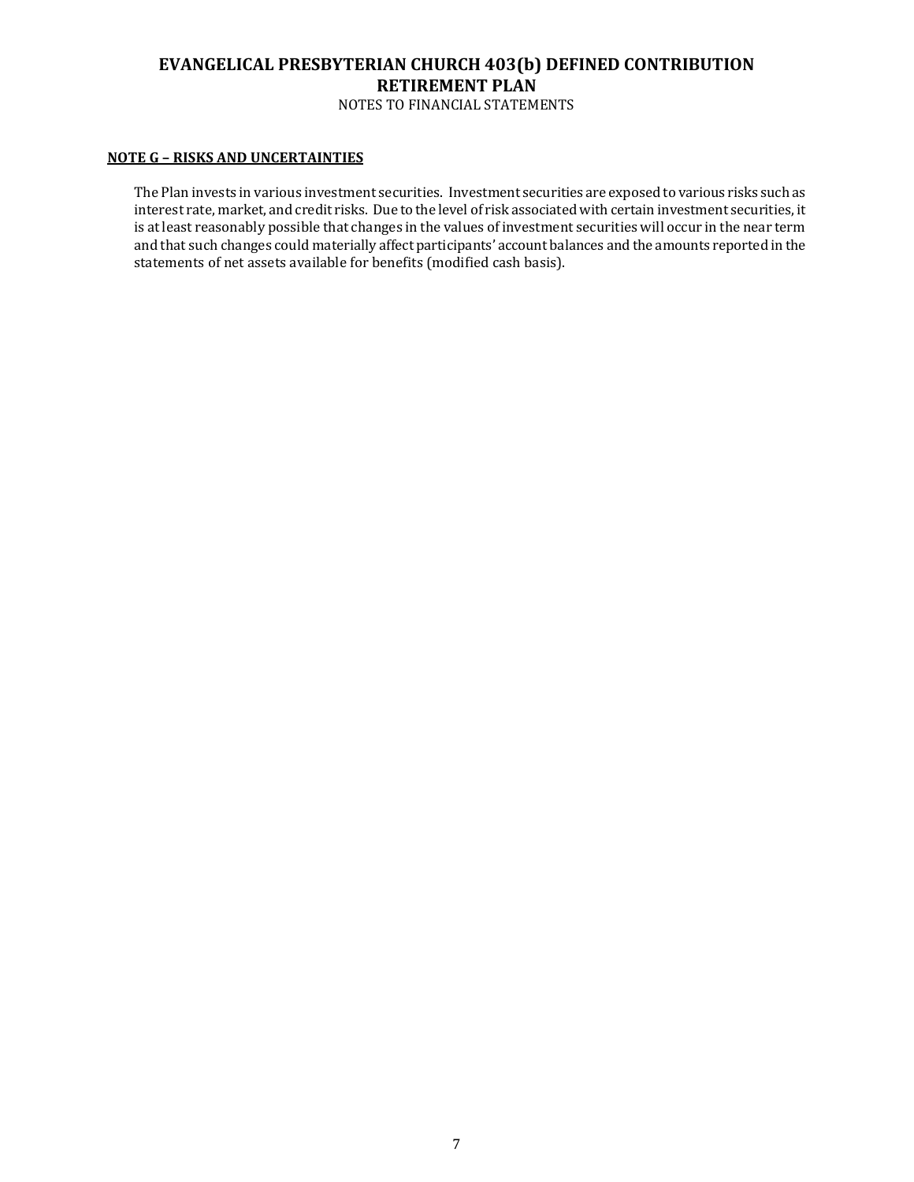## NOTE G – RISKS AND UNCERTAINTIES

The Plan invests in various investment securities. Investment securities are exposed to various risks such as interest rate, market, and credit risks. Due to the level of risk associated with certain investment securities, it is at least reasonably possible that changes in the values of investment securities will occur in the near term and that such changes could materially affect participants' account balances and the amounts reported in the statements of net assets available for benefits (modified cash basis).